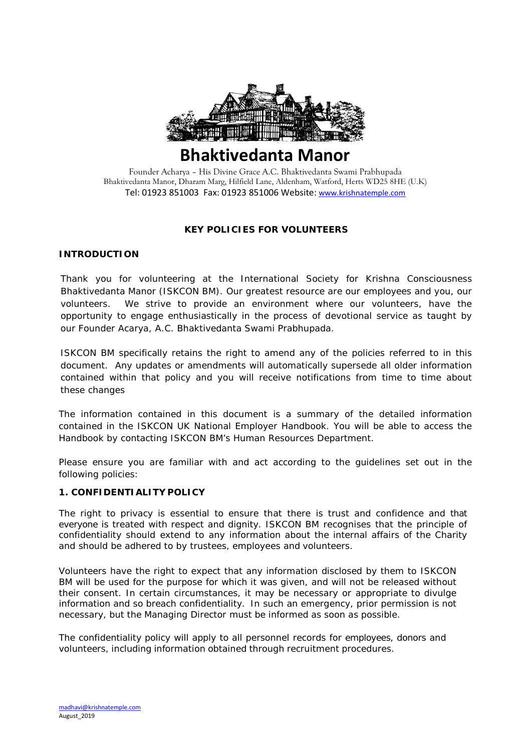# Bhaktivedanta Manor

Founder Acharya – His Divine Grace A.C. Bhaktivedanta Swami Prabhupada
Bhaktivedanta Manor, Dharam Marg, Hilfield Lane, Aldenham, Watford, Herts WD25 8HE (U.K)
Tel: 01923 851003 Fax: 01923 851006 Website: www.krishnatemple.com

## KEY POLICIES FOR VOLUNTEERS

### INTRODUCTION

Thank you for volunteering at the International Society for Krishna Consciousness Bhaktivedanta Manor (ISKCON BM). Our greatest resource are our employees and you, our volunteers. We strive to provide an environment where our volunteers, have the opportunity to engage enthusiastically in the process of devotional service as taught by our Founder Acarya, A.C. Bhaktivedanta Swami Prabhupada.

ISKCON BM specifically retains the right to amend any of the policies referred to in this document. Any updates or amendments will automatically supersede all older information contained within that policy and you will receive notifications from time to time about these changes

The information contained in this document is a summary of the detailed information contained in the ISKCON UK National Employer Handbook. You will be able to access the Handbook by contacting ISKCON BM's Human Resources Department.

Please ensure you are familiar with and act according to the guidelines set out in the following policies:

### 1. CONFIDENTIALITY POLICY

The right to privacy is essential to ensure that there is trust and confidence and that everyone is treated with respect and dignity. ISKCON BM recognises that the principle of confidentiality should extend to any information about the internal affairs of the Charity and should be adhered to by trustees, employees and volunteers.

Volunteers have the right to expect that any information disclosed by them to ISKCON BM will be used for the purpose for which it was given, and will not be released without their consent. In certain circumstances, it may be necessary or appropriate to divulge information and so breach confidentiality. In such an emergency, prior permission is not necessary, but the Managing Director must be informed as soon as possible.

The confidentiality policy will apply to all personnel records for employees, donors and volunteers, including information obtained through recruitment procedures.

madhavi@krishnatemple.com
August_2019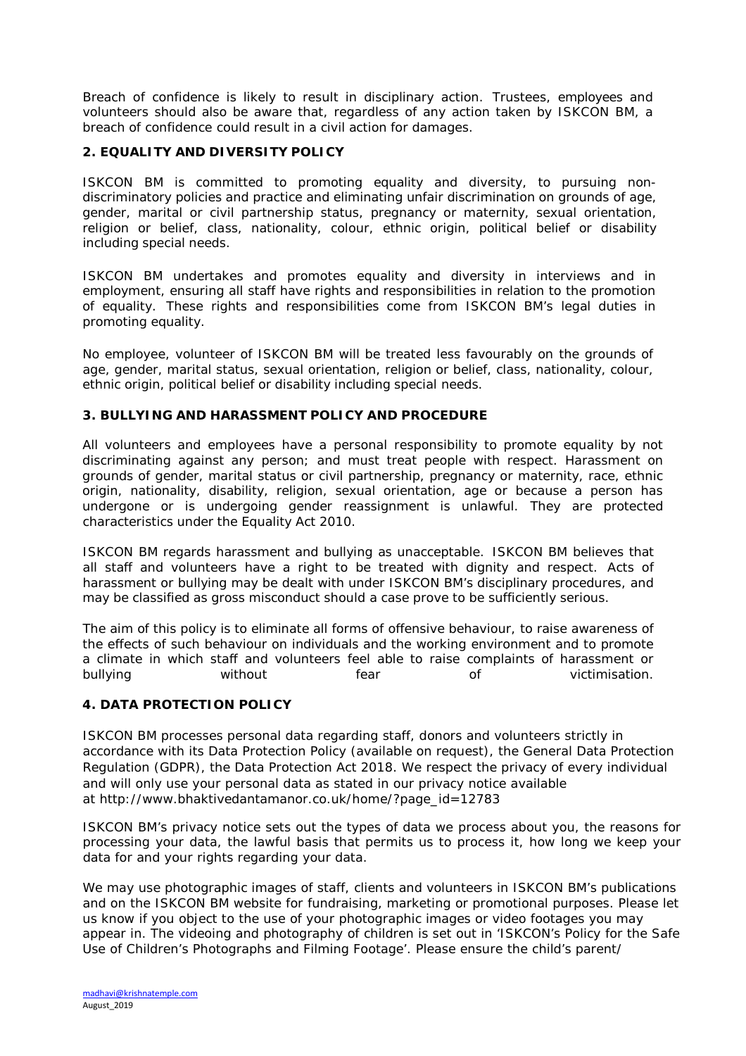Breach of confidence is likely to result in disciplinary action. Trustees, employees and volunteers should also be aware that, regardless of any action taken by ISKCON BM, a breach of confidence could result in a civil action for damages.

## 2. EQUALITY AND DIVERSITY POLICY

ISKCON BM is committed to promoting equality and diversity, to pursuing non-discriminatory policies and practice and eliminating unfair discrimination on grounds of age, gender, marital or civil partnership status, pregnancy or maternity, sexual orientation, religion or belief, class, nationality, colour, ethnic origin, political belief or disability including special needs.

ISKCON BM undertakes and promotes equality and diversity in interviews and in employment, ensuring all staff have rights and responsibilities in relation to the promotion of equality. These rights and responsibilities come from ISKCON BM's legal duties in promoting equality.

No employee, volunteer of ISKCON BM will be treated less favourably on the grounds of age, gender, marital status, sexual orientation, religion or belief, class, nationality, colour, ethnic origin, political belief or disability including special needs.

## 3. BULLYING AND HARASSMENT POLICY AND PROCEDURE

All volunteers and employees have a personal responsibility to promote equality by not discriminating against any person; and must treat people with respect. Harassment on grounds of gender, marital status or civil partnership, pregnancy or maternity, race, ethnic origin, nationality, disability, religion, sexual orientation, age or because a person has undergone or is undergoing gender reassignment is unlawful. They are protected characteristics under the Equality Act 2010.

ISKCON BM regards harassment and bullying as unacceptable. ISKCON BM believes that all staff and volunteers have a right to be treated with dignity and respect. Acts of harassment or bullying may be dealt with under ISKCON BM's disciplinary procedures, and may be classified as gross misconduct should a case prove to be sufficiently serious.

The aim of this policy is to eliminate all forms of offensive behaviour, to raise awareness of the effects of such behaviour on individuals and the working environment and to promote a climate in which staff and volunteers feel able to raise complaints of harassment or bullying without fear of victimisation.

## 4. DATA PROTECTION POLICY

ISKCON BM processes personal data regarding staff, donors and volunteers strictly in accordance with its Data Protection Policy (available on request), the General Data Protection Regulation (GDPR), the Data Protection Act 2018. We respect the privacy of every individual and will only use your personal data as stated in our privacy notice available at http://www.bhaktivedantamanor.co.uk/home/?page_id=12783

ISKCON BM's privacy notice sets out the types of data we process about you, the reasons for processing your data, the lawful basis that permits us to process it, how long we keep your data for and your rights regarding your data.

We may use photographic images of staff, clients and volunteers in ISKCON BM's publications and on the ISKCON BM website for fundraising, marketing or promotional purposes. Please let us know if you object to the use of your photographic images or video footages you may appear in. The videoing and photography of children is set out in 'ISKCON's Policy for the Safe Use of Children's Photographs and Filming Footage'. Please ensure the child's parent/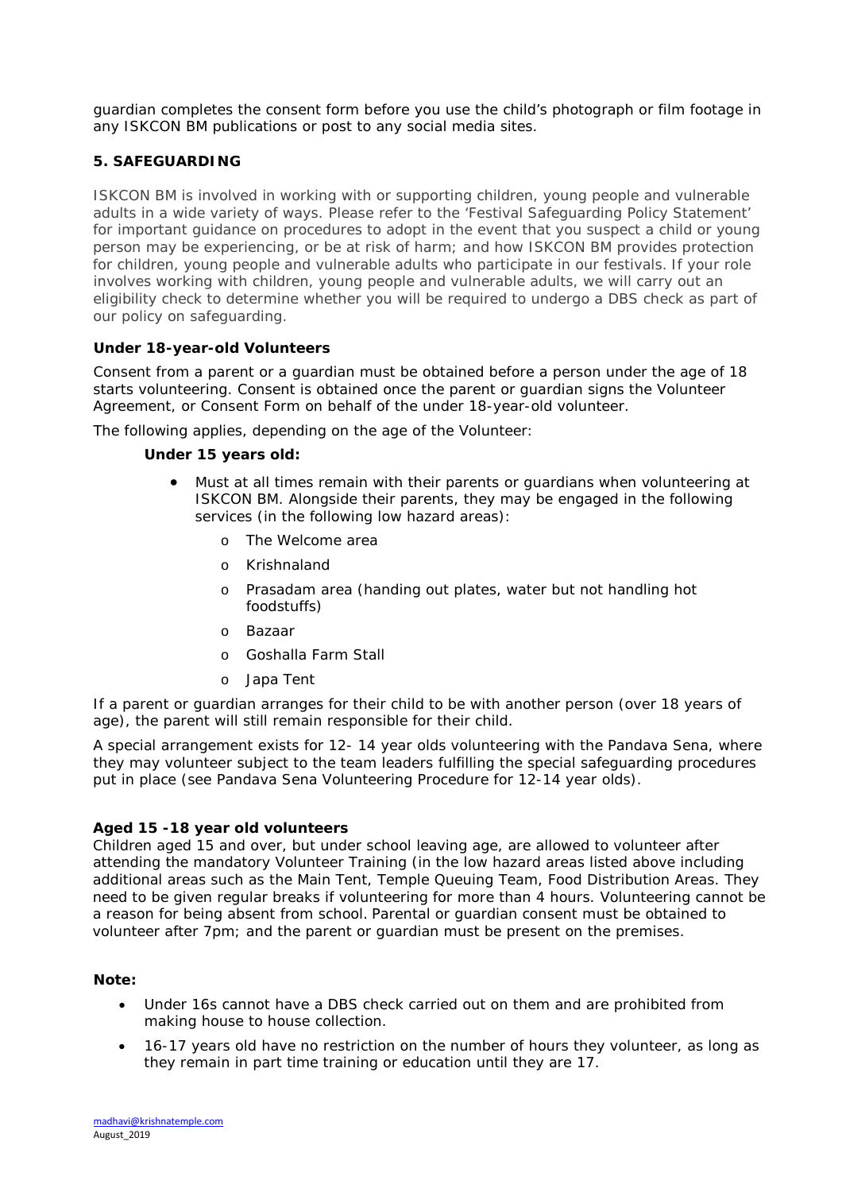guardian completes the consent form before you use the child's photograph or film footage in any ISKCON BM publications or post to any social media sites.

## 5. SAFEGUARDING

ISKCON BM is involved in working with or supporting children, young people and vulnerable adults in a wide variety of ways. Please refer to the 'Festival Safeguarding Policy Statement' for important guidance on procedures to adopt in the event that you suspect a child or young person may be experiencing, or be at risk of harm; and how ISKCON BM provides protection for children, young people and vulnerable adults who participate in our festivals. If your role involves working with children, young people and vulnerable adults, we will carry out an eligibility check to determine whether you will be required to undergo a DBS check as part of our policy on safeguarding.

### Under 18-year-old Volunteers

Consent from a parent or a guardian must be obtained before a person under the age of 18 starts volunteering. Consent is obtained once the parent or guardian signs the Volunteer Agreement, or Consent Form on behalf of the under 18-year-old volunteer.

The following applies, depending on the age of the Volunteer:

**Under 15 years old:**

- Must at all times remain with their parents or guardians when volunteering at ISKCON BM. Alongside their parents, they may be engaged in the following services (in the following low hazard areas):
  - The Welcome area
  - Krishnaland
  - Prasadam area (handing out plates, water but not handling hot foodstuffs)
  - Bazaar
  - Goshalla Farm Stall
  - Japa Tent

If a parent or guardian arranges for their child to be with another person (over 18 years of age), the parent will still remain responsible for their child.

A special arrangement exists for 12- 14 year olds volunteering with the Pandava Sena, where they may volunteer subject to the team leaders fulfilling the special safeguarding procedures put in place (see Pandava Sena Volunteering Procedure for 12-14 year olds).

### Aged 15 -18 year old volunteers

Children aged 15 and over, but under school leaving age, are allowed to volunteer after attending the mandatory Volunteer Training (in the low hazard areas listed above including additional areas such as the Main Tent, Temple Queuing Team, Food Distribution Areas. They need to be given regular breaks if volunteering for more than 4 hours. Volunteering cannot be a reason for being absent from school. Parental or guardian consent must be obtained to volunteer after 7pm; and the parent or guardian must be present on the premises.

**Note:**

- Under 16s cannot have a DBS check carried out on them and are prohibited from making house to house collection.
- 16-17 years old have no restriction on the number of hours they volunteer, as long as they remain in part time training or education until they are 17.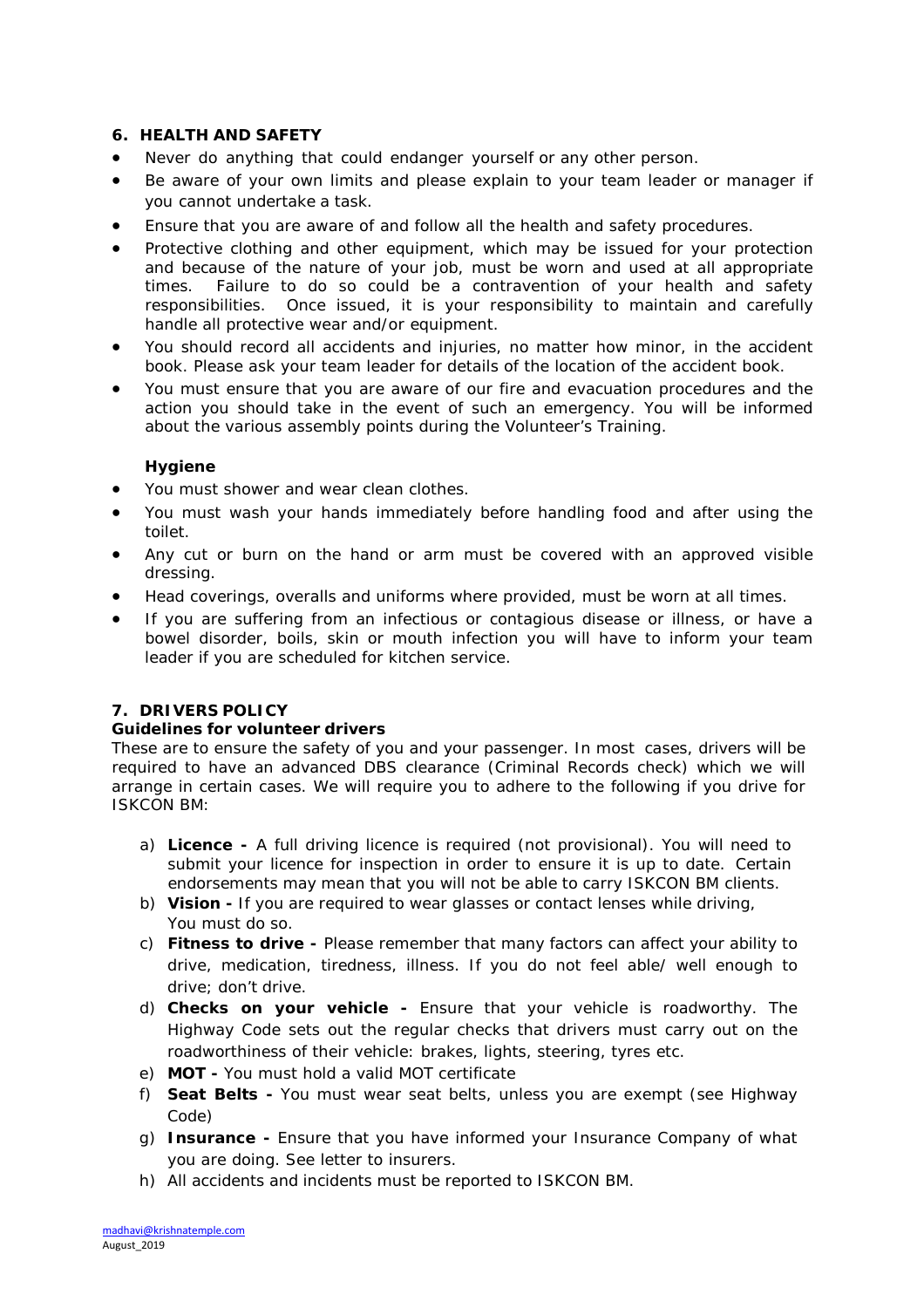## 6. HEALTH AND SAFETY

- Never do anything that could endanger yourself or any other person.
- Be aware of your own limits and please explain to your team leader or manager if you cannot undertake a task.
- Ensure that you are aware of and follow all the health and safety procedures.
- Protective clothing and other equipment, which may be issued for your protection and because of the nature of your job, must be worn and used at all appropriate times. Failure to do so could be a contravention of your health and safety responsibilities. Once issued, it is your responsibility to maintain and carefully handle all protective wear and/or equipment.
- You should record all accidents and injuries, no matter how minor, in the accident book. Please ask your team leader for details of the location of the accident book.
- You must ensure that you are aware of our fire and evacuation procedures and the action you should take in the event of such an emergency. You will be informed about the various assembly points during the Volunteer's Training.

### Hygiene

- You must shower and wear clean clothes.
- You must wash your hands immediately before handling food and after using the toilet.
- Any cut or burn on the hand or arm must be covered with an approved visible dressing.
- Head coverings, overalls and uniforms where provided, must be worn at all times.
- If you are suffering from an infectious or contagious disease or illness, or have a bowel disorder, boils, skin or mouth infection you will have to inform your team leader if you are scheduled for kitchen service.

## 7. DRIVERS POLICY

**Guidelines for volunteer drivers**

These are to ensure the safety of you and your passenger. In most cases, drivers will be required to have an advanced DBS clearance (Criminal Records check) which we will arrange in certain cases. We will require you to adhere to the following if you drive for ISKCON BM:

a) **Licence -** A full driving licence is required (not provisional). You will need to submit your licence for inspection in order to ensure it is up to date. Certain endorsements may mean that you will not be able to carry ISKCON BM clients.
b) **Vision -** If you are required to wear glasses or contact lenses while driving, You must do so.
c) **Fitness to drive -** Please remember that many factors can affect your ability to drive, medication, tiredness, illness. If you do not feel able/ well enough to drive; don't drive.
d) **Checks on your vehicle -** Ensure that your vehicle is roadworthy. The Highway Code sets out the regular checks that drivers must carry out on the roadworthiness of their vehicle: brakes, lights, steering, tyres etc.
e) **MOT -** You must hold a valid MOT certificate
f) **Seat Belts -** You must wear seat belts, unless you are exempt (see Highway Code)
g) **Insurance -** Ensure that you have informed your Insurance Company of what you are doing. See letter to insurers.
h) All accidents and incidents must be reported to ISKCON BM.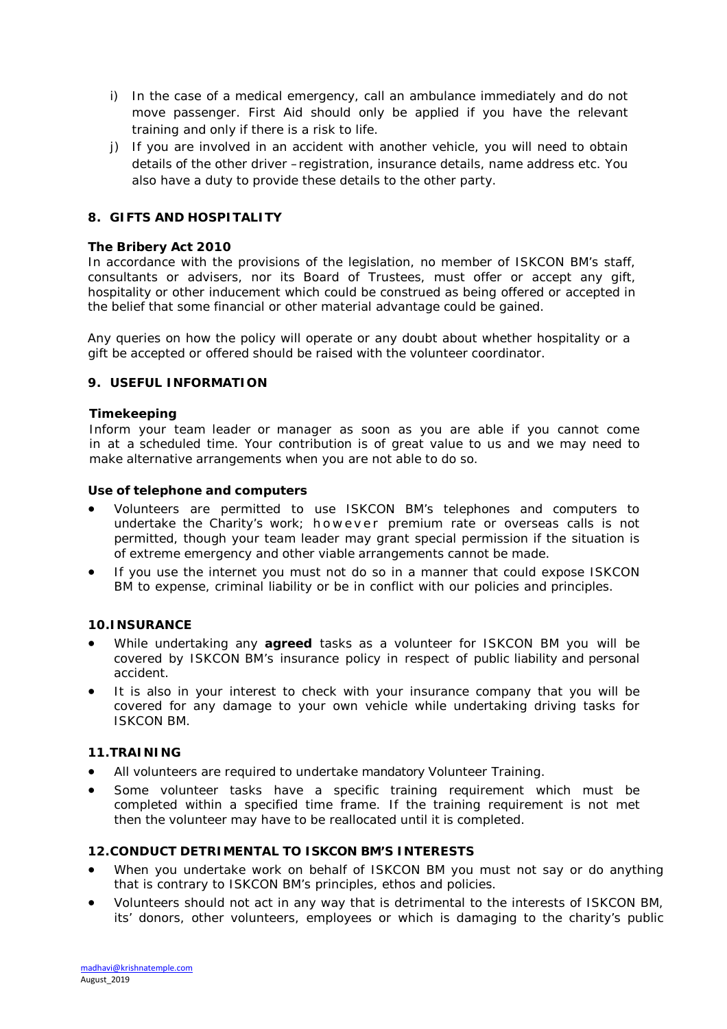i) In the case of a medical emergency, call an ambulance immediately and do not move passenger. First Aid should only be applied if you have the relevant training and only if there is a risk to life.

j) If you are involved in an accident with another vehicle, you will need to obtain details of the other driver – registration, insurance details, name address etc. You also have a duty to provide these details to the other party.

## 8. GIFTS AND HOSPITALITY

**The Bribery Act 2010**

In accordance with the provisions of the legislation, no member of ISKCON BM's staff, consultants or advisers, nor its Board of Trustees, must offer or accept any gift, hospitality or other inducement which could be construed as being offered or accepted in the belief that some financial or other material advantage could be gained.

Any queries on how the policy will operate or any doubt about whether hospitality or a gift be accepted or offered should be raised with the volunteer coordinator.

## 9. USEFUL INFORMATION

**Timekeeping**

Inform your team leader or manager as soon as you are able if you cannot come in at a scheduled time. Your contribution is of great value to us and we may need to make alternative arrangements when you are not able to do so.

**Use of telephone and computers**

- Volunteers are permitted to use ISKCON BM's telephones and computers to undertake the Charity's work; however premium rate or overseas calls is not permitted, though your team leader may grant special permission if the situation is of extreme emergency and other viable arrangements cannot be made.
- If you use the internet you must not do so in a manner that could expose ISKCON BM to expense, criminal liability or be in conflict with our policies and principles.

## 10. INSURANCE

- While undertaking any **agreed** tasks as a volunteer for ISKCON BM you will be covered by ISKCON BM's insurance policy in respect of public liability and personal accident.
- It is also in your interest to check with your insurance company that you will be covered for any damage to your own vehicle while undertaking driving tasks for ISKCON BM.

## 11. TRAINING

- All volunteers are required to undertake mandatory Volunteer Training.
- Some volunteer tasks have a specific training requirement which must be completed within a specified time frame. If the training requirement is not met then the volunteer may have to be reallocated until it is completed.

## 12. CONDUCT DETRIMENTAL TO ISKCON BM'S INTERESTS

- When you undertake work on behalf of ISKCON BM you must not say or do anything that is contrary to ISKCON BM's principles, ethos and policies.
- Volunteers should not act in any way that is detrimental to the interests of ISKCON BM, its' donors, other volunteers, employees or which is damaging to the charity's public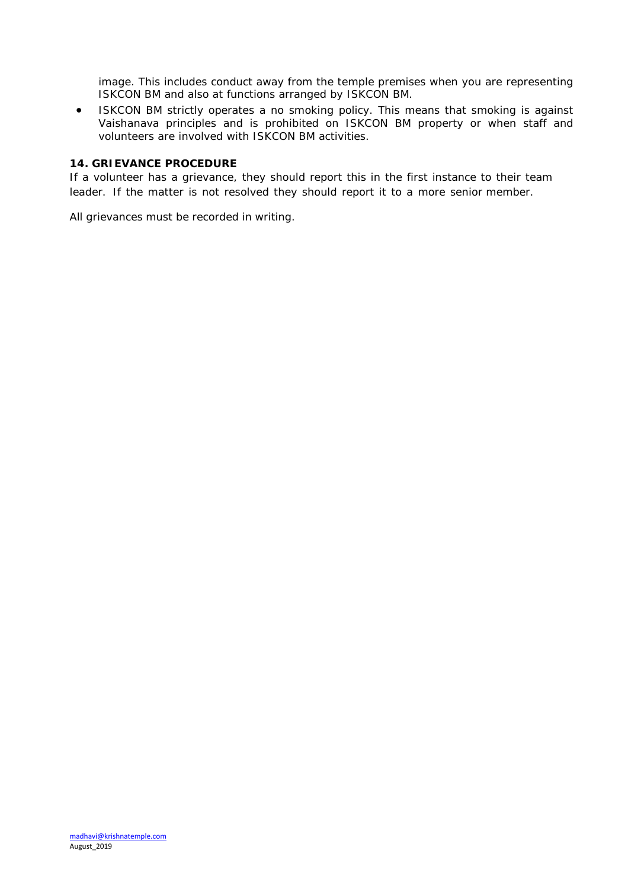image. This includes conduct away from the temple premises when you are representing ISKCON BM and also at functions arranged by ISKCON BM.

- ISKCON BM strictly operates a no smoking policy. This means that smoking is against Vaishanava principles and is prohibited on ISKCON BM property or when staff and volunteers are involved with ISKCON BM activities.

**14. GRIEVANCE PROCEDURE**

If a volunteer has a grievance, they should report this in the first instance to their team leader. If the matter is not resolved they should report it to a more senior member.

All grievances must be recorded in writing.